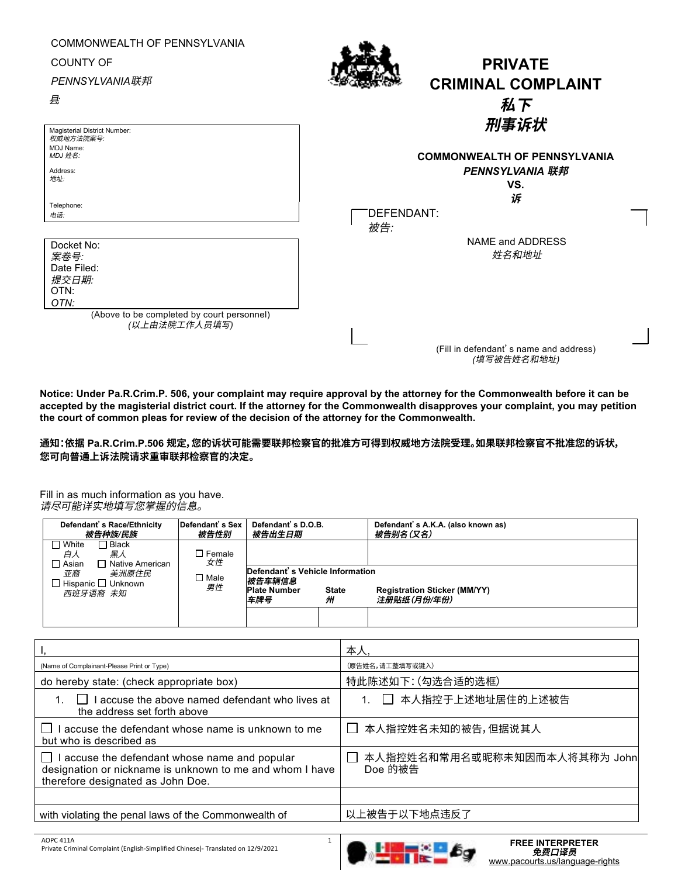COMMONWEALTH OF PENNSYLVANIA

COUNTY OF

*PENNSYLVANIA联邦*

*县*

# PRIVATE CRIMINAL COMPLAINT

# *私下刑事诉状*

Magisterial District Number:
*权威地方法院案号:*
MDJ Name:
*MDJ 姓名:*

Address:
*地址:*

Telephone:
*电话:*

Docket No:
*案卷号:*
Date Filed:
*提交日期:*
OTN:
*OTN:*

(Above to be completed by court personnel)
*(以上由法院工作人员填写)*

**COMMONWEALTH OF PENNSYLVANIA**
***PENNSYLVANIA 联邦***
**VS.**
***诉***

DEFENDANT:
*被告:*

NAME and ADDRESS
*姓名和地址*

(Fill in defendant's name and address)
*(填写被告姓名和地址)*

**Notice: Under Pa.R.Crim.P. 506, your complaint may require approval by the attorney for the Commonwealth before it can be accepted by the magisterial district court. If the attorney for the Commonwealth disapproves your complaint, you may petition the court of common pleas for review of the decision of the attorney for the Commonwealth.**

**通知:依据 Pa.R.Crim.P.506 规定,您的诉状可能需要联邦检察官的批准方可得到权威地方法院受理。如果联邦检察官不批准您的诉状,您可向普通上诉法院请求重审联邦检察官的决定。**

Fill in as much information as you have.
*请尽可能详实地填写您掌握的信息。*

| **Defendant's Race/Ethnicity** ***被告种族/民族*** | **Defendant's Sex** ***被告性别*** | **Defendant's D.O.B.** ***被告出生日期*** | | **Defendant's A.K.A. (also known as)** ***被告别名(又名)*** |
|---|---|---|---|---|
| ☐ White *白人* ☐ Black *黑人* ☐ Asian *亚裔* ☐ Native American *美洲原住民* ☐ Hispanic *西班牙语裔* ☐ Unknown *未知* | ☐ Female *女性* ☐ Male *男性* | | | |
| | | **Defendant's Vehicle Information** ***被告车辆信息*** | | |
| | | **Plate Number** ***车牌号*** | **State** ***州*** | **Registration Sticker (MM/YY)** ***注册贴纸(月份/年份)*** |
| | | | | |

| I, | 本人, |
|---|---|
| (Name of Complainant-Please Print or Type) | (原告姓名,请工整填写或键入) |
| do hereby state: (check appropriate box) | 特此陈述如下:(勾选合适的选框) |
| 1. ☐ I accuse the above named defendant who lives at the address set forth above | 1. ☐ 本人指控于上述地址居住的上述被告 |
| ☐ I accuse the defendant whose name is unknown to me but who is described as | ☐ 本人指控姓名未知的被告,但据说其人 |
| ☐ I accuse the defendant whose name and popular designation or nickname is unknown to me and whom I have therefore designated as John Doe. | ☐ 本人指控姓名和常用名或昵称未知因而本人将其称为 John Doe 的被告 |
| | |
| with violating the penal laws of the Commonwealth of | 以上被告于以下地点违反了 |

AOPC 411A
Private Criminal Complaint (English-Simplified Chinese)- Translated on 12/9/2021

**FREE INTERPRETER**
***免费口译员***
www.pacourts.us/language-rights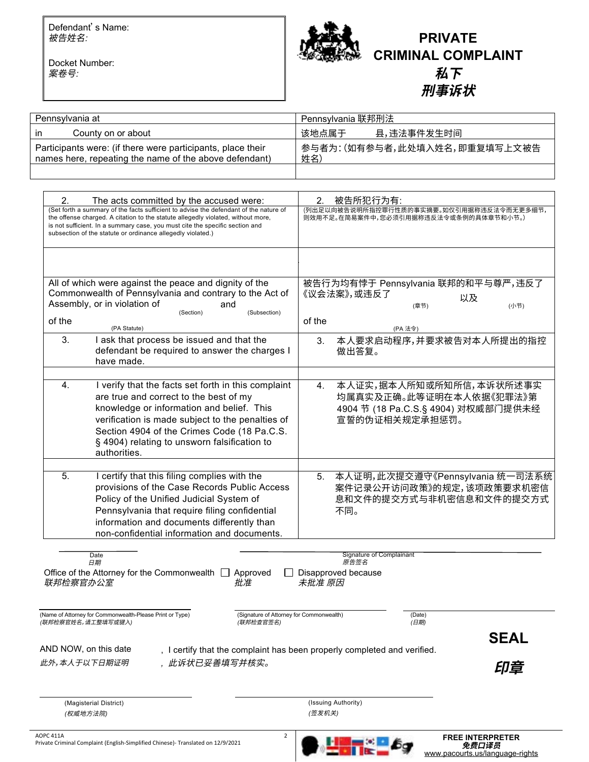| |
|---|
| Defendant's Name:<br>*被告姓名:*<br><br>Docket Number:<br>*案卷号:* |

# PRIVATE CRIMINAL COMPLAINT

# *私下 刑事诉状*

| | |
|---|---|
| Pennsylvania at | Pennsylvania 联邦刑法 |
| in County on or about | 该地点属于 县,违法事件发生时间 |
| Participants were: (if there were participants, place their names here, repeating the name of the above defendant) | 参与者为:(如有参与者,此处填入姓名,即重复填写上文被告姓名) |
| | |

| | |
|---|---|
| 2. The acts committed by the accused were:<br>(Set forth a summary of the facts sufficient to advise the defendant of the nature of the offense charged. A citation to the statute allegedly violated, without more, is not sufficient. In a summary case, you must cite the specific section and subsection of the statute or ordinance allegedly violated.) | 2. 被告所犯行为有:<br>(列出足以向被告说明所指控罪行性质的事实摘要。如仅引用据称违反法令而无更多细节,则效用不足。在简易案件中,您必须引用据称违反法令或条例的具体章节和小节。) |
| | |
| All of which were against the peace and dignity of the Commonwealth of Pennsylvania and contrary to the Act of Assembly, or in violation of (Section) and (Subsection) of the (PA Statute) | 被告行为均有悖于 Pennsylvania 联邦的和平与尊严,违反了《议会法案》,或违反了 (章节) 以及 (小节) of the (PA 法令) |
| 3. I ask that process be issued and that the defendant be required to answer the charges I have made. | 3. 本人要求启动程序,并要求被告对本人所提出的指控做出答复。 |
| | |
| 4. I verify that the facts set forth in this complaint are true and correct to the best of my knowledge or information and belief. This verification is made subject to the penalties of Section 4904 of the Crimes Code (18 Pa.C.S. § 4904) relating to unsworn falsification to authorities. | 4. 本人证实,据本人所知或所知所信,本诉状所述事实均属真实及正确。此等证明在本人依据《犯罪法》第 4904 节 (18 Pa.C.S.§ 4904) 对权威部门提供未经宣誓的伪证相关规定承担惩罚。 |
| | |
| 5. I certify that this filing complies with the provisions of the Case Records Public Access Policy of the Unified Judicial System of Pennsylvania that require filing confidential information and documents differently than non-confidential information and documents. | 5. 本人证明,此次提交遵守《Pennsylvania 统一司法系统案件记录公开访问政策》的规定,该项政策要求机密信息和文件的提交方式与非机密信息和文件的提交方式不同。 |

Date
*日期*

Signature of Complainant
*原告签名*

Office of the Attorney for the Commonwealth *联邦检察官办公室* ☐ Approved *批准* ☐ Disapproved because *未批准 原因*

(Name of Attorney for Commonwealth-Please Print or Type)
*(联邦检察官姓名,请工整填写或键入)*

(Signature of Attorney for Commonwealth)
*(联邦检查官签名)*

(Date)
*(日期)*

AND NOW, on this date , I certify that the complaint has been properly completed and verified.

*此外,本人于以下日期证明 , 此诉状已妥善填写并核实。*

**SEAL**

***印章***

(Magisterial District)
*(权威地方法院)*

(Issuing Authority)
*(签发机关)*

AOPC 411A
Private Criminal Complaint (English-Simplified Chinese)- Translated on 12/9/2021

**FREE INTERPRETER**
***免费口译员***
www.pacourts.us/language-rights